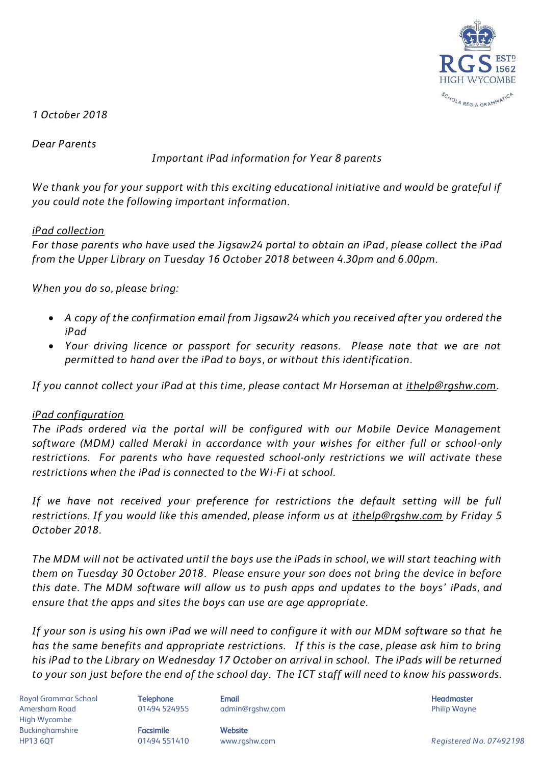*1 October 2018*

*Dear Parents*

*Important iPad information for Year 8 parents*

*We thank you for your support with this exciting educational initiative and would be grateful if you could note the following important information.*

*iPad collection*

*For those parents who have used the Jigsaw24 portal to obtain an iPad, please collect the iPad from the Upper Library on Tuesday 16 October 2018 between 4.30pm and 6.00pm.*

*When you do so, please bring:*

- *A copy of the confirmation email from Jigsaw24 which you received after you ordered the iPad*
- *Your driving licence or passport for security reasons. Please note that we are not permitted to hand over the iPad to boys, or without this identification.*

*If you cannot collect your iPad at this time, please contact Mr Horseman at ithelp@rgshw.com.*

*iPad configuration*

*The iPads ordered via the portal will be configured with our Mobile Device Management software (MDM) called Meraki in accordance with your wishes for either full or school-only restrictions. For parents who have requested school-only restrictions we will activate these restrictions when the iPad is connected to the Wi-Fi at school.*

*If we have not received your preference for restrictions the default setting will be full restrictions. If you would like this amended, please inform us at ithelp@rgshw.com by Friday 5 October 2018.*

*The MDM will not be activated until the boys use the iPads in school, we will start teaching with them on Tuesday 30 October 2018. Please ensure your son does not bring the device in before this date. The MDM software will allow us to push apps and updates to the boys' iPads, and ensure that the apps and sites the boys can use are age appropriate.*

*If your son is using his own iPad we will need to configure it with our MDM software so that he has the same benefits and appropriate restrictions. If this is the case, please ask him to bring his iPad to the Library on Wednesday 17 October on arrival in school. The iPads will be returned to your son just before the end of the school day. The ICT staff will need to know his passwords.*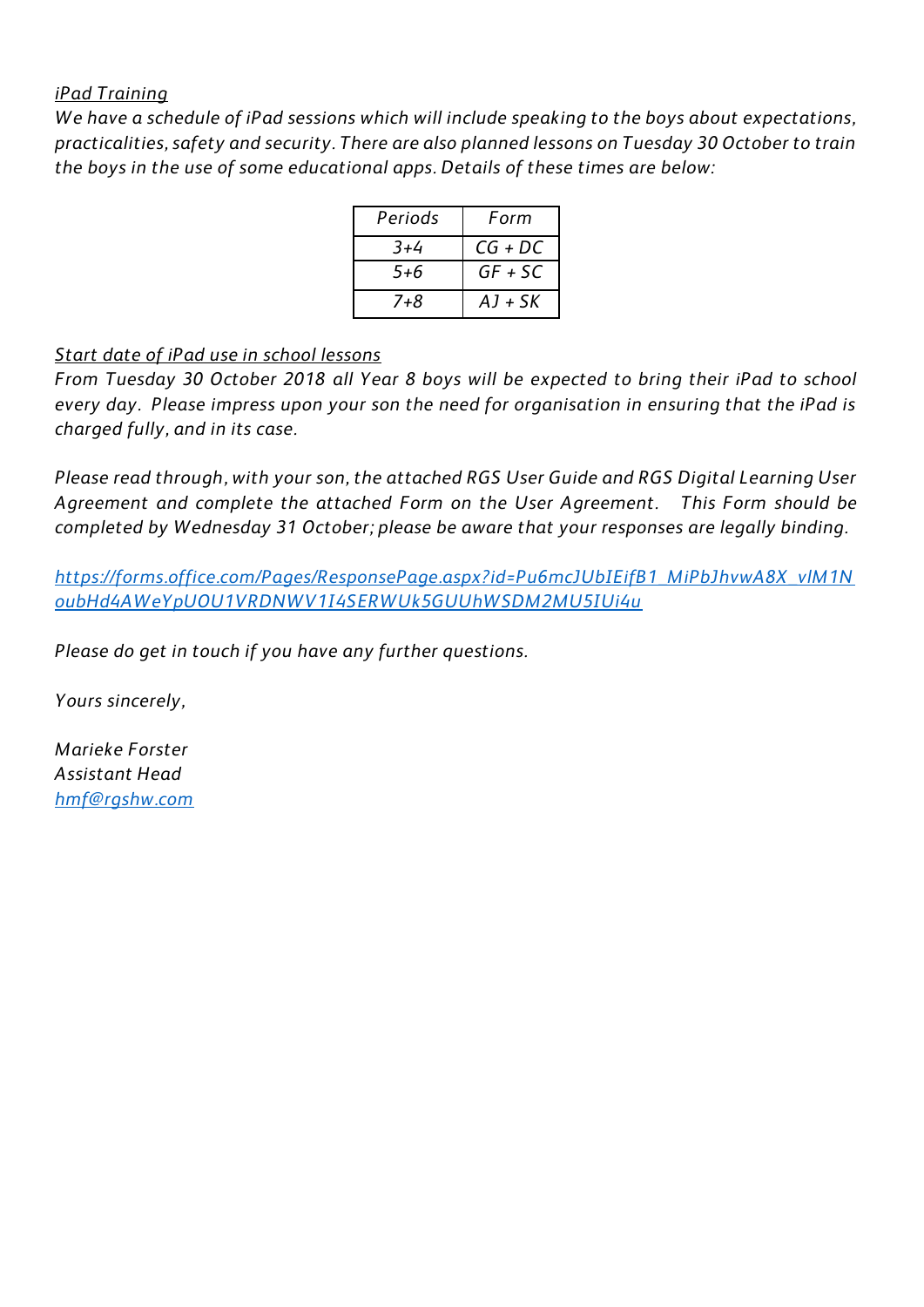*iPad Training*

*We have a schedule of iPad sessions which will include speaking to the boys about expectations, practicalities, safety and security. There are also planned lessons on Tuesday 30 October to train the boys in the use of some educational apps. Details of these times are below:*

| Periods | Form |
|---|---|
| 3+4 | CG + DC |
| 5+6 | GF + SC |
| 7+8 | AJ + SK |

*Start date of iPad use in school lessons*

*From Tuesday 30 October 2018 all Year 8 boys will be expected to bring their iPad to school every day. Please impress upon your son the need for organisation in ensuring that the iPad is charged fully, and in its case.*

*Please read through, with your son, the attached RGS User Guide and RGS Digital Learning User Agreement and complete the attached Form on the User Agreement. This Form should be completed by Wednesday 31 October; please be aware that your responses are legally binding.*

*https://forms.office.com/Pages/ResponsePage.aspx?id=Pu6mcJUbIEifB1_MiPbJhvwA8X_vlM1NoubHd4AWeYpUOU1VRDNWV1I4SERWUk5GUUhWSDM2MU5IUi4u*

*Please do get in touch if you have any further questions.*

*Yours sincerely,*

*Marieke Forster*
*Assistant Head*
*hmf@rgshw.com*